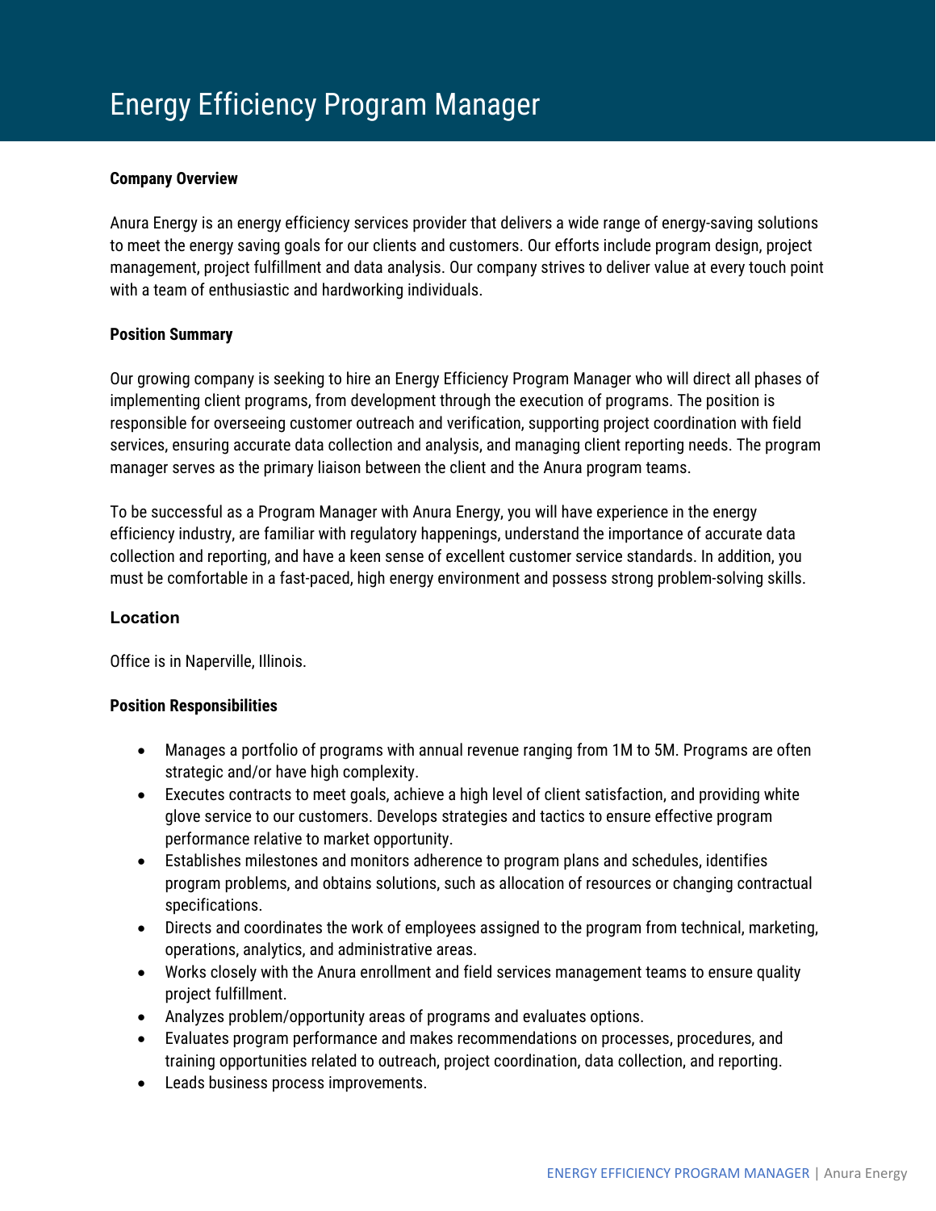# Energy Efficiency Program Manager

**Company Overview**

Anura Energy is an energy efficiency services provider that delivers a wide range of energy-saving solutions to meet the energy saving goals for our clients and customers. Our efforts include program design, project management, project fulfillment and data analysis. Our company strives to deliver value at every touch point with a team of enthusiastic and hardworking individuals.

**Position Summary**

Our growing company is seeking to hire an Energy Efficiency Program Manager who will direct all phases of implementing client programs, from development through the execution of programs. The position is responsible for overseeing customer outreach and verification, supporting project coordination with field services, ensuring accurate data collection and analysis, and managing client reporting needs. The program manager serves as the primary liaison between the client and the Anura program teams.

To be successful as a Program Manager with Anura Energy, you will have experience in the energy efficiency industry, are familiar with regulatory happenings, understand the importance of accurate data collection and reporting, and have a keen sense of excellent customer service standards. In addition, you must be comfortable in a fast-paced, high energy environment and possess strong problem-solving skills.

**Location**

Office is in Naperville, Illinois.

**Position Responsibilities**

- Manages a portfolio of programs with annual revenue ranging from 1M to 5M. Programs are often strategic and/or have high complexity.
- Executes contracts to meet goals, achieve a high level of client satisfaction, and providing white glove service to our customers. Develops strategies and tactics to ensure effective program performance relative to market opportunity.
- Establishes milestones and monitors adherence to program plans and schedules, identifies program problems, and obtains solutions, such as allocation of resources or changing contractual specifications.
- Directs and coordinates the work of employees assigned to the program from technical, marketing, operations, analytics, and administrative areas.
- Works closely with the Anura enrollment and field services management teams to ensure quality project fulfillment.
- Analyzes problem/opportunity areas of programs and evaluates options.
- Evaluates program performance and makes recommendations on processes, procedures, and training opportunities related to outreach, project coordination, data collection, and reporting.
- Leads business process improvements.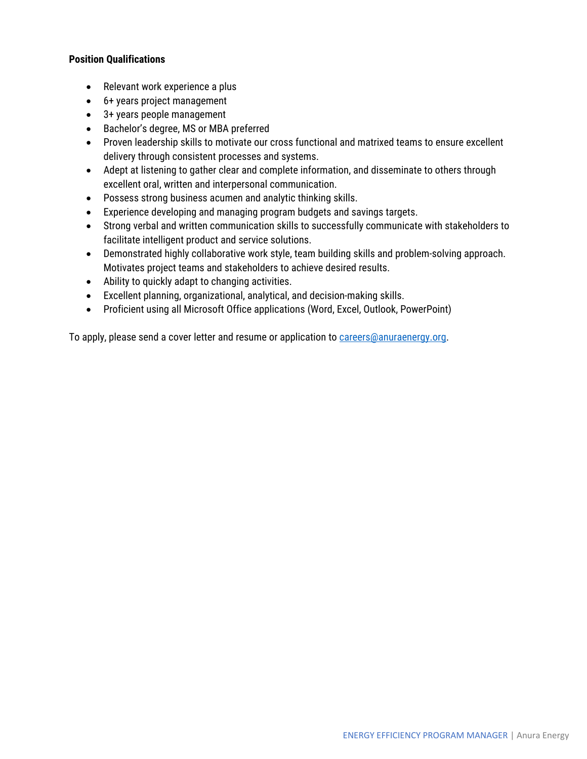**Position Qualifications**

- Relevant work experience a plus
- 6+ years project management
- 3+ years people management
- Bachelor's degree, MS or MBA preferred
- Proven leadership skills to motivate our cross functional and matrixed teams to ensure excellent delivery through consistent processes and systems.
- Adept at listening to gather clear and complete information, and disseminate to others through excellent oral, written and interpersonal communication.
- Possess strong business acumen and analytic thinking skills.
- Experience developing and managing program budgets and savings targets.
- Strong verbal and written communication skills to successfully communicate with stakeholders to facilitate intelligent product and service solutions.
- Demonstrated highly collaborative work style, team building skills and problem-solving approach. Motivates project teams and stakeholders to achieve desired results.
- Ability to quickly adapt to changing activities.
- Excellent planning, organizational, analytical, and decision-making skills.
- Proficient using all Microsoft Office applications (Word, Excel, Outlook, PowerPoint)

To apply, please send a cover letter and resume or application to careers@anuraenergy.org.